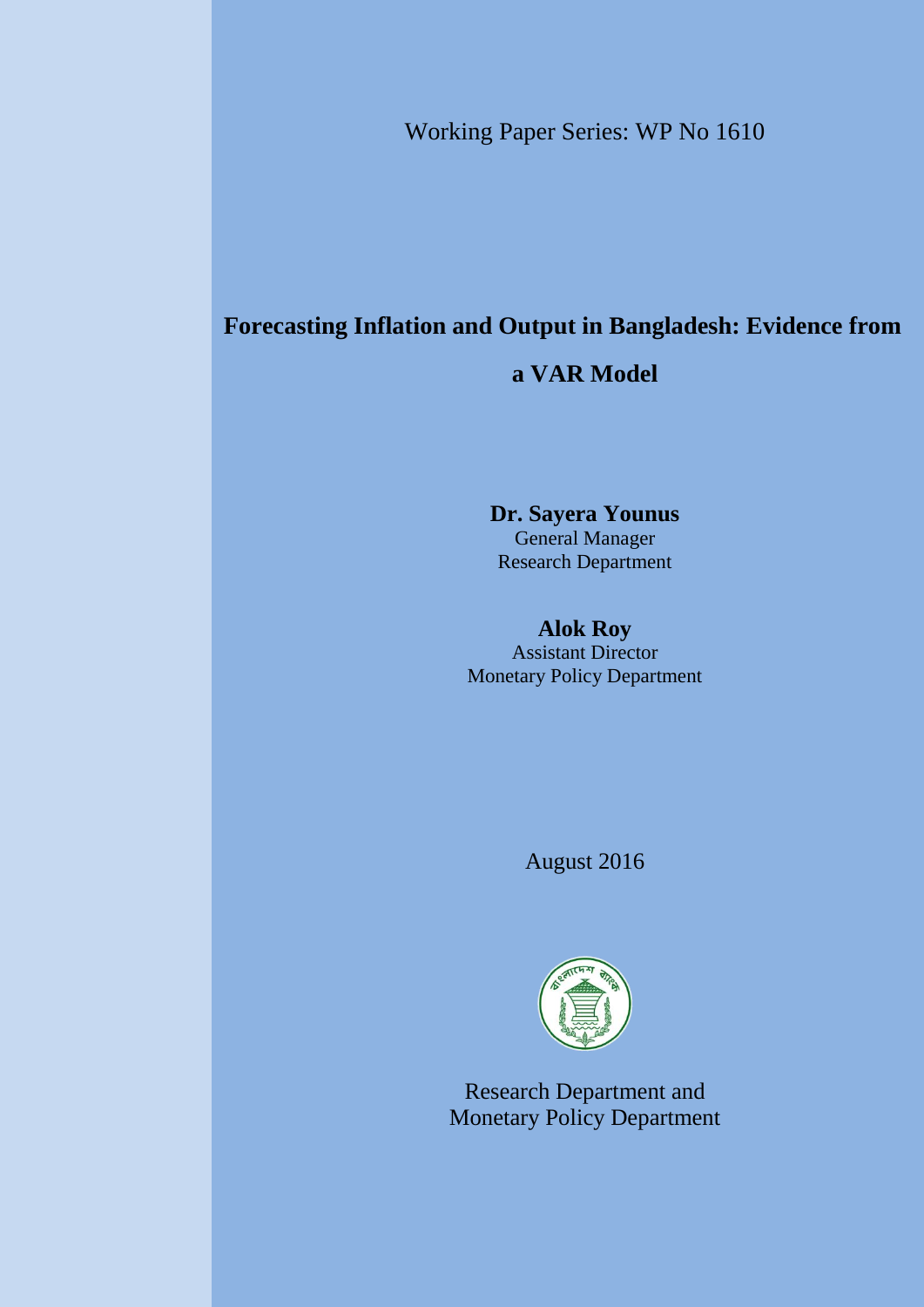Working Paper Series: WP No 1610

# Forecasting Inflation and Output in Bangladesh: Evidence from a VAR Model

**Dr. Sayera Younus**
General Manager
Research Department

**Alok Roy**
Assistant Director
Monetary Policy Department

August 2016

Research Department and
Monetary Policy Department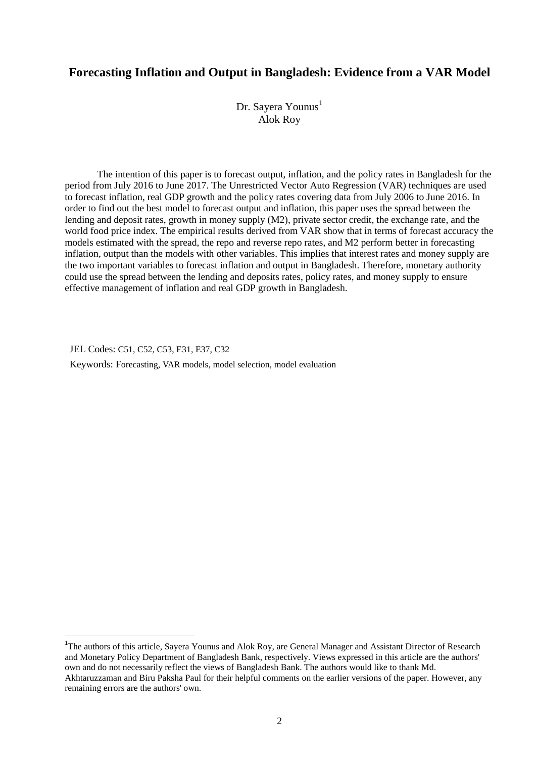# Forecasting Inflation and Output in Bangladesh: Evidence from a VAR Model

Dr. Sayera Younus[1]
Alok Roy

The intention of this paper is to forecast output, inflation, and the policy rates in Bangladesh for the period from July 2016 to June 2017. The Unrestricted Vector Auto Regression (VAR) techniques are used to forecast inflation, real GDP growth and the policy rates covering data from July 2006 to June 2016. In order to find out the best model to forecast output and inflation, this paper uses the spread between the lending and deposit rates, growth in money supply (M2), private sector credit, the exchange rate, and the world food price index. The empirical results derived from VAR show that in terms of forecast accuracy the models estimated with the spread, the repo and reverse repo rates, and M2 perform better in forecasting inflation, output than the models with other variables. This implies that interest rates and money supply are the two important variables to forecast inflation and output in Bangladesh. Therefore, monetary authority could use the spread between the lending and deposits rates, policy rates, and money supply to ensure effective management of inflation and real GDP growth in Bangladesh.

JEL Codes: C51, C52, C53, E31, E37, C32

Keywords: Forecasting, VAR models, model selection, model evaluation

---

[1] The authors of this article, Sayera Younus and Alok Roy, are General Manager and Assistant Director of Research and Monetary Policy Department of Bangladesh Bank, respectively. Views expressed in this article are the authors' own and do not necessarily reflect the views of Bangladesh Bank. The authors would like to thank Md. Akhtaruzzaman and Biru Paksha Paul for their helpful comments on the earlier versions of the paper. However, any remaining errors are the authors' own.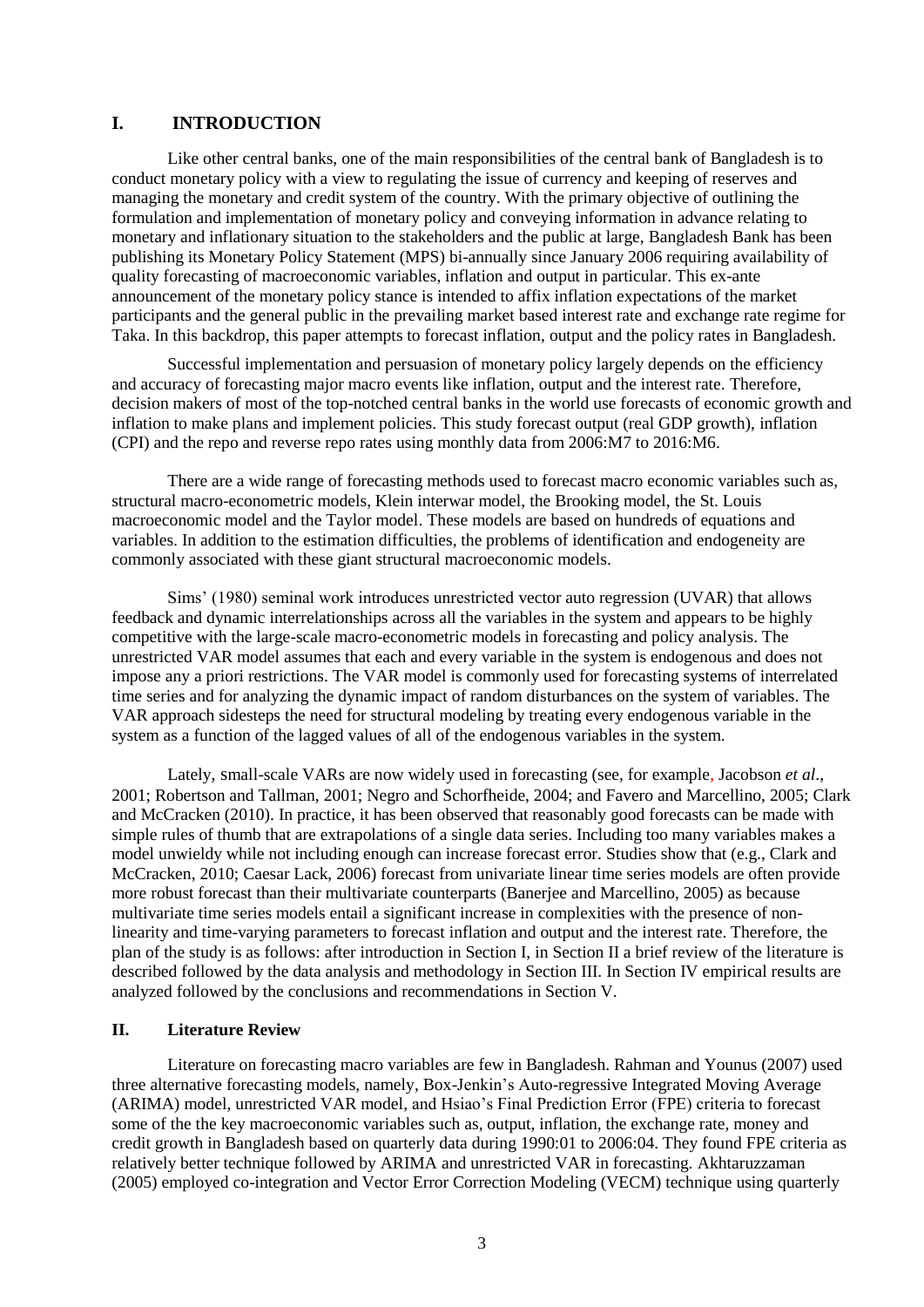## I. INTRODUCTION

Like other central banks, one of the main responsibilities of the central bank of Bangladesh is to conduct monetary policy with a view to regulating the issue of currency and keeping of reserves and managing the monetary and credit system of the country. With the primary objective of outlining the formulation and implementation of monetary policy and conveying information in advance relating to monetary and inflationary situation to the stakeholders and the public at large, Bangladesh Bank has been publishing its Monetary Policy Statement (MPS) bi-annually since January 2006 requiring availability of quality forecasting of macroeconomic variables, inflation and output in particular. This ex-ante announcement of the monetary policy stance is intended to affix inflation expectations of the market participants and the general public in the prevailing market based interest rate and exchange rate regime for Taka. In this backdrop, this paper attempts to forecast inflation, output and the policy rates in Bangladesh.

Successful implementation and persuasion of monetary policy largely depends on the efficiency and accuracy of forecasting major macro events like inflation, output and the interest rate. Therefore, decision makers of most of the top-notched central banks in the world use forecasts of economic growth and inflation to make plans and implement policies. This study forecast output (real GDP growth), inflation (CPI) and the repo and reverse repo rates using monthly data from 2006:M7 to 2016:M6.

There are a wide range of forecasting methods used to forecast macro economic variables such as, structural macro-econometric models, Klein interwar model, the Brooking model, the St. Louis macroeconomic model and the Taylor model. These models are based on hundreds of equations and variables. In addition to the estimation difficulties, the problems of identification and endogeneity are commonly associated with these giant structural macroeconomic models.

Sims' (1980) seminal work introduces unrestricted vector auto regression (UVAR) that allows feedback and dynamic interrelationships across all the variables in the system and appears to be highly competitive with the large-scale macro-econometric models in forecasting and policy analysis. The unrestricted VAR model assumes that each and every variable in the system is endogenous and does not impose any a priori restrictions. The VAR model is commonly used for forecasting systems of interrelated time series and for analyzing the dynamic impact of random disturbances on the system of variables. The VAR approach sidesteps the need for structural modeling by treating every endogenous variable in the system as a function of the lagged values of all of the endogenous variables in the system.

Lately, small-scale VARs are now widely used in forecasting (see, for example, Jacobson *et al*., 2001; Robertson and Tallman, 2001; Negro and Schorfheide, 2004; and Favero and Marcellino, 2005; Clark and McCracken (2010). In practice, it has been observed that reasonably good forecasts can be made with simple rules of thumb that are extrapolations of a single data series. Including too many variables makes a model unwieldy while not including enough can increase forecast error. Studies show that (e.g., Clark and McCracken, 2010; Caesar Lack, 2006) forecast from univariate linear time series models are often provide more robust forecast than their multivariate counterparts (Banerjee and Marcellino, 2005) as because multivariate time series models entail a significant increase in complexities with the presence of non-linearity and time-varying parameters to forecast inflation and output and the interest rate. Therefore, the plan of the study is as follows: after introduction in Section I, in Section II a brief review of the literature is described followed by the data analysis and methodology in Section III. In Section IV empirical results are analyzed followed by the conclusions and recommendations in Section V.

## II. Literature Review

Literature on forecasting macro variables are few in Bangladesh. Rahman and Younus (2007) used three alternative forecasting models, namely, Box-Jenkin's Auto-regressive Integrated Moving Average (ARIMA) model, unrestricted VAR model, and Hsiao's Final Prediction Error (FPE) criteria to forecast some of the the key macroeconomic variables such as, output, inflation, the exchange rate, money and credit growth in Bangladesh based on quarterly data during 1990:01 to 2006:04. They found FPE criteria as relatively better technique followed by ARIMA and unrestricted VAR in forecasting. Akhtaruzzaman (2005) employed co-integration and Vector Error Correction Modeling (VECM) technique using quarterly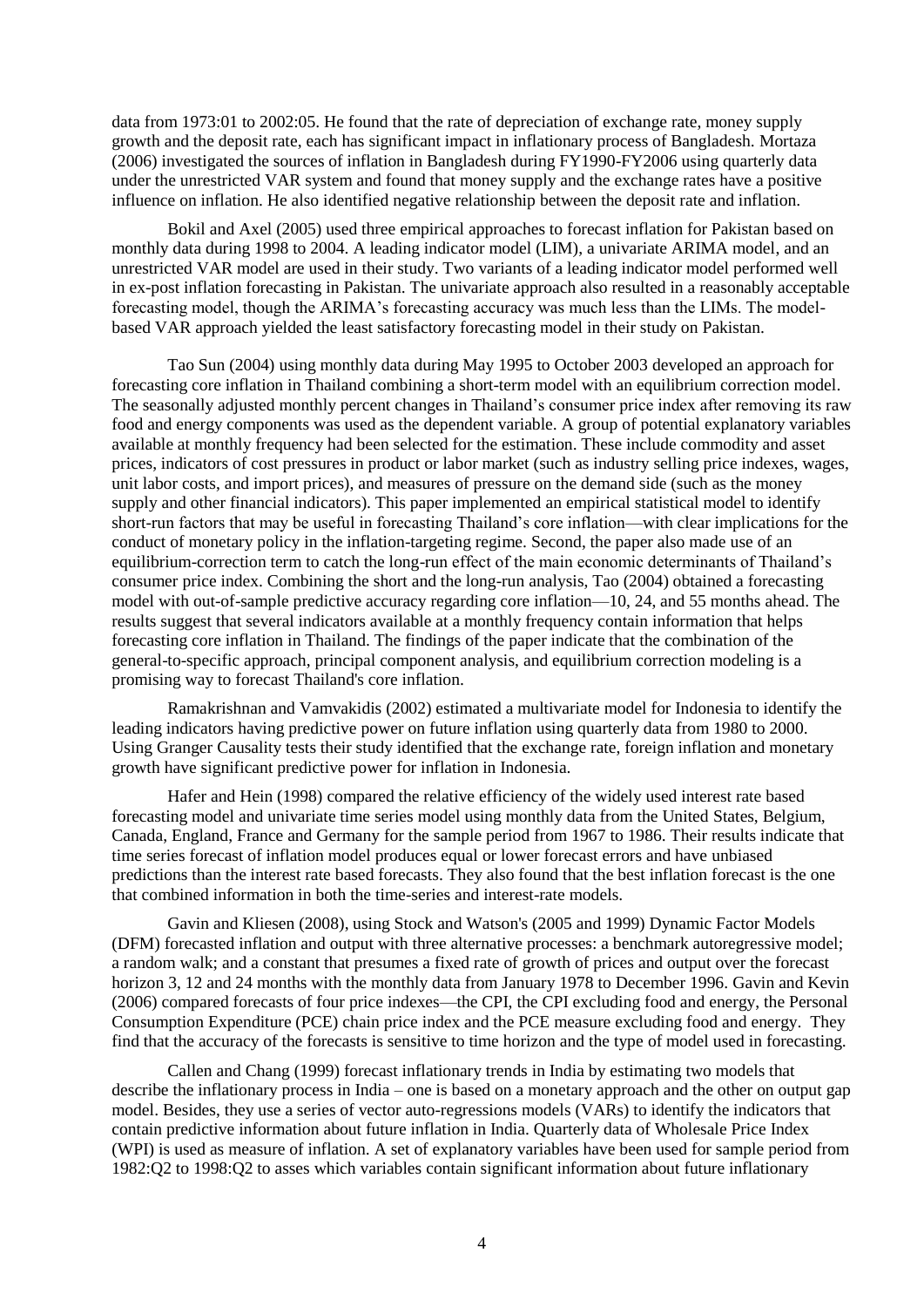data from 1973:01 to 2002:05. He found that the rate of depreciation of exchange rate, money supply growth and the deposit rate, each has significant impact in inflationary process of Bangladesh. Mortaza (2006) investigated the sources of inflation in Bangladesh during FY1990-FY2006 using quarterly data under the unrestricted VAR system and found that money supply and the exchange rates have a positive influence on inflation. He also identified negative relationship between the deposit rate and inflation.

Bokil and Axel (2005) used three empirical approaches to forecast inflation for Pakistan based on monthly data during 1998 to 2004. A leading indicator model (LIM), a univariate ARIMA model, and an unrestricted VAR model are used in their study. Two variants of a leading indicator model performed well in ex-post inflation forecasting in Pakistan. The univariate approach also resulted in a reasonably acceptable forecasting model, though the ARIMA's forecasting accuracy was much less than the LIMs. The model-based VAR approach yielded the least satisfactory forecasting model in their study on Pakistan.

Tao Sun (2004) using monthly data during May 1995 to October 2003 developed an approach for forecasting core inflation in Thailand combining a short-term model with an equilibrium correction model. The seasonally adjusted monthly percent changes in Thailand's consumer price index after removing its raw food and energy components was used as the dependent variable. A group of potential explanatory variables available at monthly frequency had been selected for the estimation. These include commodity and asset prices, indicators of cost pressures in product or labor market (such as industry selling price indexes, wages, unit labor costs, and import prices), and measures of pressure on the demand side (such as the money supply and other financial indicators). This paper implemented an empirical statistical model to identify short-run factors that may be useful in forecasting Thailand's core inflation—with clear implications for the conduct of monetary policy in the inflation-targeting regime. Second, the paper also made use of an equilibrium-correction term to catch the long-run effect of the main economic determinants of Thailand's consumer price index. Combining the short and the long-run analysis, Tao (2004) obtained a forecasting model with out-of-sample predictive accuracy regarding core inflation—10, 24, and 55 months ahead. The results suggest that several indicators available at a monthly frequency contain information that helps forecasting core inflation in Thailand. The findings of the paper indicate that the combination of the general-to-specific approach, principal component analysis, and equilibrium correction modeling is a promising way to forecast Thailand's core inflation.

Ramakrishnan and Vamvakidis (2002) estimated a multivariate model for Indonesia to identify the leading indicators having predictive power on future inflation using quarterly data from 1980 to 2000. Using Granger Causality tests their study identified that the exchange rate, foreign inflation and monetary growth have significant predictive power for inflation in Indonesia.

Hafer and Hein (1998) compared the relative efficiency of the widely used interest rate based forecasting model and univariate time series model using monthly data from the United States, Belgium, Canada, England, France and Germany for the sample period from 1967 to 1986. Their results indicate that time series forecast of inflation model produces equal or lower forecast errors and have unbiased predictions than the interest rate based forecasts. They also found that the best inflation forecast is the one that combined information in both the time-series and interest-rate models.

Gavin and Kliesen (2008), using Stock and Watson's (2005 and 1999) Dynamic Factor Models (DFM) forecasted inflation and output with three alternative processes: a benchmark autoregressive model; a random walk; and a constant that presumes a fixed rate of growth of prices and output over the forecast horizon 3, 12 and 24 months with the monthly data from January 1978 to December 1996. Gavin and Kevin (2006) compared forecasts of four price indexes—the CPI, the CPI excluding food and energy, the Personal Consumption Expenditure (PCE) chain price index and the PCE measure excluding food and energy. They find that the accuracy of the forecasts is sensitive to time horizon and the type of model used in forecasting.

Callen and Chang (1999) forecast inflationary trends in India by estimating two models that describe the inflationary process in India – one is based on a monetary approach and the other on output gap model. Besides, they use a series of vector auto-regressions models (VARs) to identify the indicators that contain predictive information about future inflation in India. Quarterly data of Wholesale Price Index (WPI) is used as measure of inflation. A set of explanatory variables have been used for sample period from 1982:Q2 to 1998:Q2 to asses which variables contain significant information about future inflationary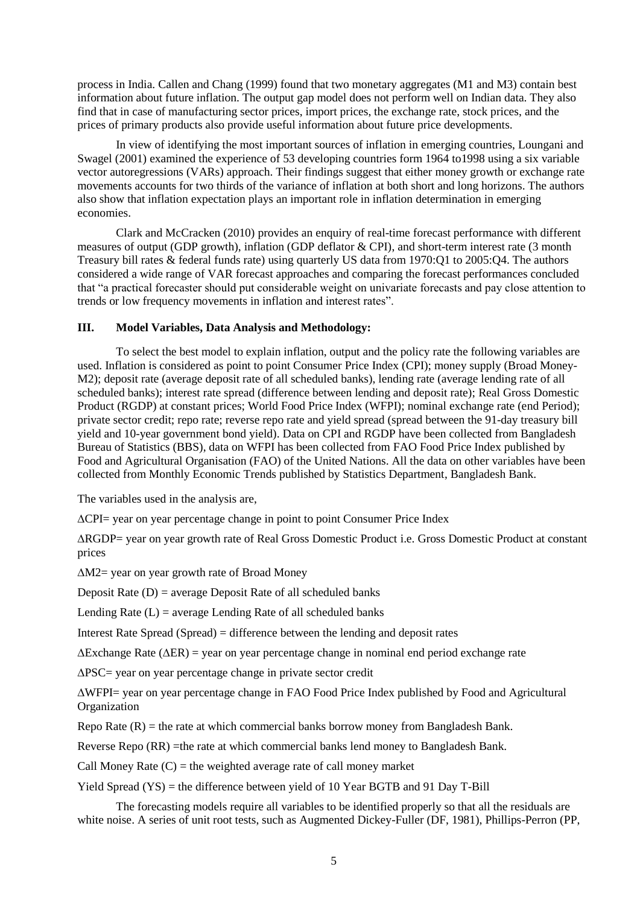process in India. Callen and Chang (1999) found that two monetary aggregates (M1 and M3) contain best information about future inflation. The output gap model does not perform well on Indian data. They also find that in case of manufacturing sector prices, import prices, the exchange rate, stock prices, and the prices of primary products also provide useful information about future price developments.

In view of identifying the most important sources of inflation in emerging countries, Loungani and Swagel (2001) examined the experience of 53 developing countries form 1964 to1998 using a six variable vector autoregressions (VARs) approach. Their findings suggest that either money growth or exchange rate movements accounts for two thirds of the variance of inflation at both short and long horizons. The authors also show that inflation expectation plays an important role in inflation determination in emerging economies.

Clark and McCracken (2010) provides an enquiry of real-time forecast performance with different measures of output (GDP growth), inflation (GDP deflator & CPI), and short-term interest rate (3 month Treasury bill rates & federal funds rate) using quarterly US data from 1970:Q1 to 2005:Q4. The authors considered a wide range of VAR forecast approaches and comparing the forecast performances concluded that "a practical forecaster should put considerable weight on univariate forecasts and pay close attention to trends or low frequency movements in inflation and interest rates".

### III. Model Variables, Data Analysis and Methodology:

To select the best model to explain inflation, output and the policy rate the following variables are used. Inflation is considered as point to point Consumer Price Index (CPI); money supply (Broad Money-M2); deposit rate (average deposit rate of all scheduled banks), lending rate (average lending rate of all scheduled banks); interest rate spread (difference between lending and deposit rate); Real Gross Domestic Product (RGDP) at constant prices; World Food Price Index (WFPI); nominal exchange rate (end Period); private sector credit; repo rate; reverse repo rate and yield spread (spread between the 91-day treasury bill yield and 10-year government bond yield). Data on CPI and RGDP have been collected from Bangladesh Bureau of Statistics (BBS), data on WFPI has been collected from FAO Food Price Index published by Food and Agricultural Organisation (FAO) of the United Nations. All the data on other variables have been collected from Monthly Economic Trends published by Statistics Department, Bangladesh Bank.

The variables used in the analysis are,

$\Delta$CPI= year on year percentage change in point to point Consumer Price Index

$\Delta$RGDP= year on year growth rate of Real Gross Domestic Product i.e. Gross Domestic Product at constant prices

$\Delta$M2= year on year growth rate of Broad Money

Deposit Rate (D) = average Deposit Rate of all scheduled banks

Lending Rate (L) = average Lending Rate of all scheduled banks

Interest Rate Spread (Spread) = difference between the lending and deposit rates

$\Delta$Exchange Rate ($\Delta$ER) = year on year percentage change in nominal end period exchange rate

$\Delta$PSC= year on year percentage change in private sector credit

$\Delta$WFPI= year on year percentage change in FAO Food Price Index published by Food and Agricultural Organization

Repo Rate (R) = the rate at which commercial banks borrow money from Bangladesh Bank.

Reverse Repo (RR) =the rate at which commercial banks lend money to Bangladesh Bank.

Call Money Rate (C) = the weighted average rate of call money market

Yield Spread (YS) = the difference between yield of 10 Year BGTB and 91 Day T-Bill

The forecasting models require all variables to be identified properly so that all the residuals are white noise. A series of unit root tests, such as Augmented Dickey-Fuller (DF, 1981), Phillips-Perron (PP,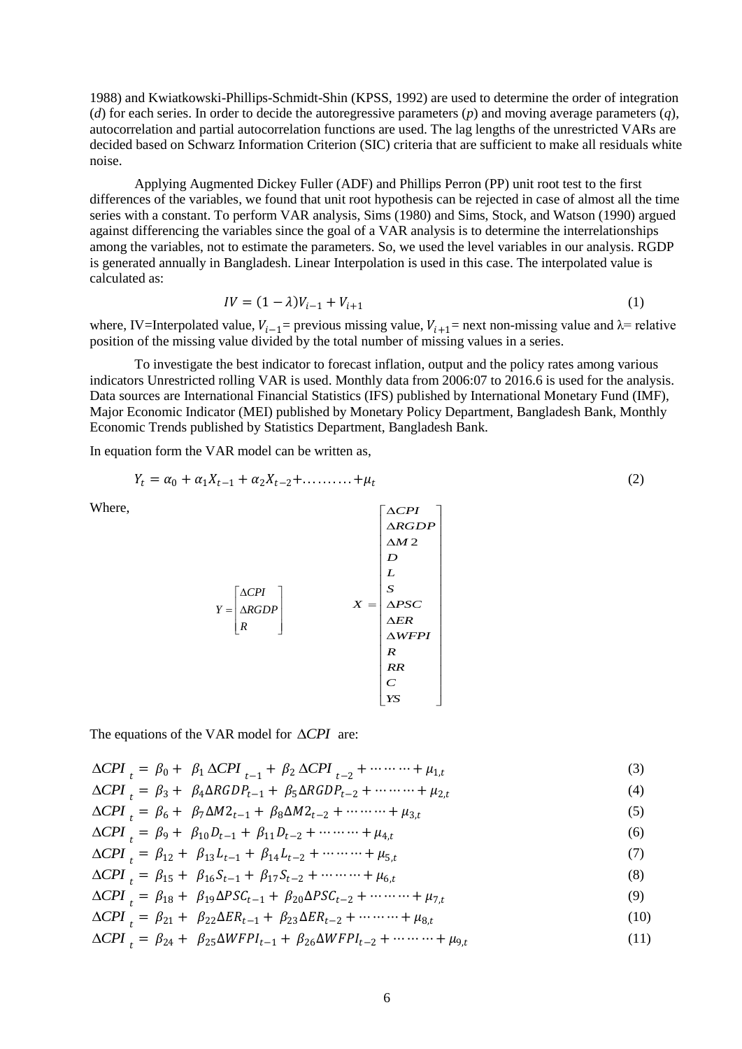1988) and Kwiatkowski-Phillips-Schmidt-Shin (KPSS, 1992) are used to determine the order of integration (*d*) for each series. In order to decide the autoregressive parameters (*p*) and moving average parameters (*q*), autocorrelation and partial autocorrelation functions are used. The lag lengths of the unrestricted VARs are decided based on Schwarz Information Criterion (SIC) criteria that are sufficient to make all residuals white noise.

Applying Augmented Dickey Fuller (ADF) and Phillips Perron (PP) unit root test to the first differences of the variables, we found that unit root hypothesis can be rejected in case of almost all the time series with a constant. To perform VAR analysis, Sims (1980) and Sims, Stock, and Watson (1990) argued against differencing the variables since the goal of a VAR analysis is to determine the interrelationships among the variables, not to estimate the parameters. So, we used the level variables in our analysis. RGDP is generated annually in Bangladesh. Linear Interpolation is used in this case. The interpolated value is calculated as:

$$IV = (1 - \lambda)V_{i-1} + V_{i+1} \tag{1}$$

where, IV=Interpolated value, $V_{i-1}$= previous missing value, $V_{i+1}$= next non-missing value and λ= relative position of the missing value divided by the total number of missing values in a series.

To investigate the best indicator to forecast inflation, output and the policy rates among various indicators Unrestricted rolling VAR is used. Monthly data from 2006:07 to 2016.6 is used for the analysis. Data sources are International Financial Statistics (IFS) published by International Monetary Fund (IMF), Major Economic Indicator (MEI) published by Monetary Policy Department, Bangladesh Bank, Monthly Economic Trends published by Statistics Department, Bangladesh Bank.

In equation form the VAR model can be written as,

$$Y_t = \alpha_0 + \alpha_1 X_{t-1} + \alpha_2 X_{t-2} + \ldots\ldots\ldots + \mu_t \tag{2}$$

Where,

$$Y = \begin{bmatrix} \Delta CPI \\ \Delta RGDP \\ R \end{bmatrix} \qquad X = \begin{bmatrix} \Delta CPI \\ \Delta RGDP \\ \Delta M2 \\ D \\ L \\ S \\ \Delta PSC \\ \Delta ER \\ \Delta WFPI \\ R \\ RR \\ C \\ YS \end{bmatrix}$$

The equations of the VAR model for $\Delta CPI$ are:

$$\Delta CPI_t = \beta_0 + \beta_1 \Delta CPI_{t-1} + \beta_2 \Delta CPI_{t-2} + \cdots\cdots\cdots + \mu_{1,t} \tag{3}$$

$$\Delta CPI_t = \beta_3 + \beta_4 \Delta RGDP_{t-1} + \beta_5 \Delta RGDP_{t-2} + \cdots\cdots\cdots + \mu_{2,t} \tag{4}$$

$$\Delta CPI_t = \beta_6 + \beta_7 \Delta M2_{t-1} + \beta_8 \Delta M2_{t-2} + \cdots\cdots\cdots + \mu_{3,t} \tag{5}$$

$$\Delta CPI_t = \beta_9 + \beta_{10} D_{t-1} + \beta_{11} D_{t-2} + \cdots\cdots\cdots + \mu_{4,t} \tag{6}$$

$$\Delta CPI_t = \beta_{12} + \beta_{13} L_{t-1} + \beta_{14} L_{t-2} + \cdots\cdots\cdots + \mu_{5,t} \tag{7}$$

$$\Delta CPI_t = \beta_{15} + \beta_{16} S_{t-1} + \beta_{17} S_{t-2} + \cdots\cdots\cdots + \mu_{6,t} \tag{8}$$

$$\Delta CPI_t = \beta_{18} + \beta_{19} \Delta PSC_{t-1} + \beta_{20} \Delta PSC_{t-2} + \cdots\cdots\cdots + \mu_{7,t} \tag{9}$$

$$\Delta CPI_t = \beta_{21} + \beta_{22} \Delta ER_{t-1} + \beta_{23} \Delta ER_{t-2} + \cdots\cdots\cdots + \mu_{8,t} \tag{10}$$

$$\Delta CPI_t = \beta_{24} + \beta_{25} \Delta WFPI_{t-1} + \beta_{26} \Delta WFPI_{t-2} + \cdots\cdots\cdots + \mu_{9,t} \tag{11}$$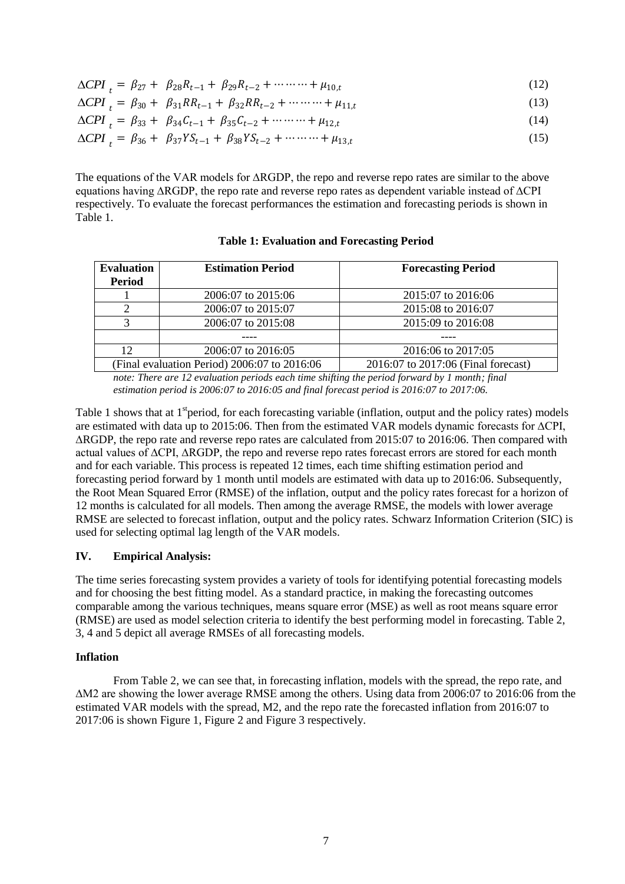$$\Delta CPI_t = \beta_{27} + \beta_{28} R_{t-1} + \beta_{29} R_{t-2} + \cdots\cdots\cdots + \mu_{10,t} \tag{12}$$

$$\Delta CPI_t = \beta_{30} + \beta_{31} RR_{t-1} + \beta_{32} RR_{t-2} + \cdots\cdots\cdots + \mu_{11,t} \tag{13}$$

$$\Delta CPI_t = \beta_{33} + \beta_{34} C_{t-1} + \beta_{35} C_{t-2} + \cdots\cdots\cdots + \mu_{12,t} \tag{14}$$

$$\Delta CPI_t = \beta_{36} + \beta_{37} YS_{t-1} + \beta_{38} YS_{t-2} + \cdots\cdots\cdots + \mu_{13,t} \tag{15}$$

The equations of the VAR models for ∆RGDP, the repo and reverse repo rates are similar to the above equations having ∆RGDP, the repo rate and reverse repo rates as dependent variable instead of ∆CPI respectively. To evaluate the forecast performances the estimation and forecasting periods is shown in Table 1.

**Table 1: Evaluation and Forecasting Period**

| Evaluation Period | Estimation Period | Forecasting Period |
|---|---|---|
| 1 | 2006:07 to 2015:06 | 2015:07 to 2016:06 |
| 2 | 2006:07 to 2015:07 | 2015:08 to 2016:07 |
| 3 | 2006:07 to 2015:08 | 2015:09 to 2016:08 |
| | ---- | ---- |
| 12 | 2006:07 to 2016:05 | 2016:06 to 2017:05 |
| (Final evaluation Period) 2006:07 to 2016:06 | | 2016:07 to 2017:06 (Final forecast) |

*note: There are 12 evaluation periods each time shifting the period forward by 1 month; final estimation period is 2006:07 to 2016:05 and final forecast period is 2016:07 to 2017:06.*

Table 1 shows that at 1st period, for each forecasting variable (inflation, output and the policy rates) models are estimated with data up to 2015:06. Then from the estimated VAR models dynamic forecasts for ∆CPI, ∆RGDP, the repo rate and reverse repo rates are calculated from 2015:07 to 2016:06. Then compared with actual values of ∆CPI, ∆RGDP, the repo and reverse repo rates forecast errors are stored for each month and for each variable. This process is repeated 12 times, each time shifting estimation period and forecasting period forward by 1 month until models are estimated with data up to 2016:06. Subsequently, the Root Mean Squared Error (RMSE) of the inflation, output and the policy rates forecast for a horizon of 12 months is calculated for all models. Then among the average RMSE, the models with lower average RMSE are selected to forecast inflation, output and the policy rates. Schwarz Information Criterion (SIC) is used for selecting optimal lag length of the VAR models.

## IV. Empirical Analysis:

The time series forecasting system provides a variety of tools for identifying potential forecasting models and for choosing the best fitting model. As a standard practice, in making the forecasting outcomes comparable among the various techniques, means square error (MSE) as well as root means square error (RMSE) are used as model selection criteria to identify the best performing model in forecasting. Table 2, 3, 4 and 5 depict all average RMSEs of all forecasting models.

### Inflation

From Table 2, we can see that, in forecasting inflation, models with the spread, the repo rate, and ∆M2 are showing the lower average RMSE among the others. Using data from 2006:07 to 2016:06 from the estimated VAR models with the spread, M2, and the repo rate the forecasted inflation from 2016:07 to 2017:06 is shown Figure 1, Figure 2 and Figure 3 respectively.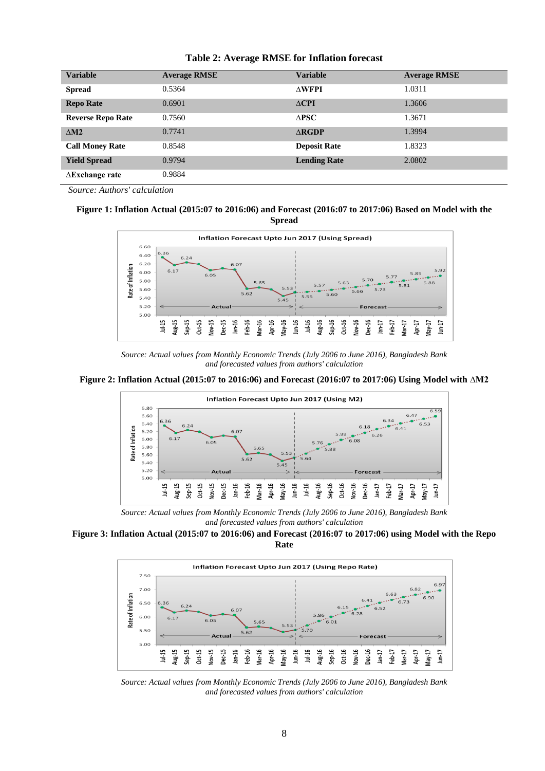**Table 2: Average RMSE for Inflation forecast**

| Variable | Average RMSE | Variable | Average RMSE |
|---|---|---|---|
| **Spread** | 0.5364 | **∆WFPI** | 1.0311 |
| **Repo Rate** | 0.6901 | **∆CPI** | 1.3606 |
| **Reverse Repo Rate** | 0.7560 | **∆PSC** | 1.3671 |
| **∆M2** | 0.7741 | **∆RGDP** | 1.3994 |
| **Call Money Rate** | 0.8548 | **Deposit Rate** | 1.8323 |
| **Yield Spread** | 0.9794 | **Lending Rate** | 2.0802 |
| **∆Exchange rate** | 0.9884 | | |

*Source: Authors' calculation*

**Figure 1: Inflation Actual (2015:07 to 2016:06) and Forecast (2016:07 to 2017:06) Based on Model with the Spread**

*Source: Actual values from Monthly Economic Trends (July 2006 to June 2016), Bangladesh Bank and forecasted values from authors' calculation*

**Figure 2: Inflation Actual (2015:07 to 2016:06) and Forecast (2016:07 to 2017:06) Using Model with ∆M2**

*Source: Actual values from Monthly Economic Trends (July 2006 to June 2016), Bangladesh Bank and forecasted values from authors' calculation*

**Figure 3: Inflation Actual (2015:07 to 2016:06) and Forecast (2016:07 to 2017:06) using Model with the Repo Rate**

*Source: Actual values from Monthly Economic Trends (July 2006 to June 2016), Bangladesh Bank and forecasted values from authors' calculation*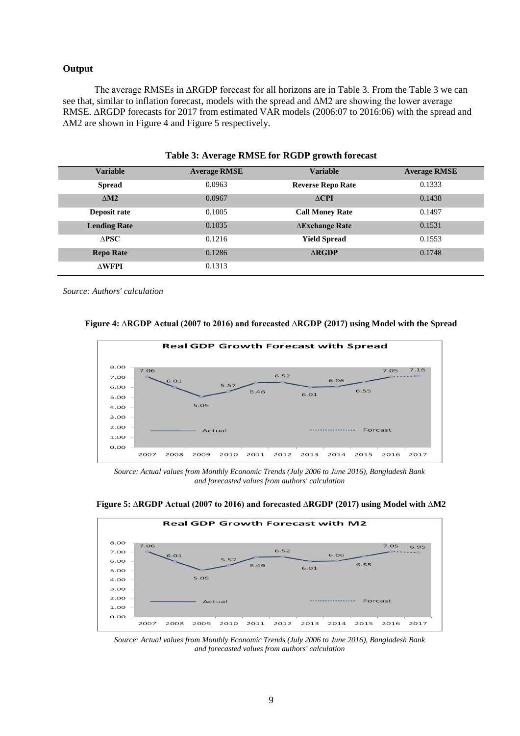**Output**

The average RMSEs in ΔRGDP forecast for all horizons are in Table 3. From the Table 3 we can see that, similar to inflation forecast, models with the spread and ΔM2 are showing the lower average RMSE. ΔRGDP forecasts for 2017 from estimated VAR models (2006:07 to 2016:06) with the spread and ΔM2 are shown in Figure 4 and Figure 5 respectively.

**Table 3: Average RMSE for RGDP growth forecast**

| Variable | Average RMSE | Variable | Average RMSE |
|---|---|---|---|
| **Spread** | 0.0963 | **Reverse Repo Rate** | 0.1333 |
| **ΔM2** | 0.0967 | **ΔCPI** | 0.1438 |
| **Deposit rate** | 0.1005 | **Call Money Rate** | 0.1497 |
| **Lending Rate** | 0.1035 | **ΔExchange Rate** | 0.1531 |
| **ΔPSC** | 0.1216 | **Yield Spread** | 0.1553 |
| **Repo Rate** | 0.1286 | **ΔRGDP** | 0.1748 |
| **ΔWFPI** | 0.1313 | | |

*Source: Authors' calculation*

**Figure 4: ΔRGDP Actual (2007 to 2016) and forecasted ΔRGDP (2017) using Model with the Spread**

*Source: Actual values from Monthly Economic Trends (July 2006 to June 2016), Bangladesh Bank and forecasted values from authors' calculation*

**Figure 5: ΔRGDP Actual (2007 to 2016) and forecasted ΔRGDP (2017) using Model with ΔM2**

*Source: Actual values from Monthly Economic Trends (July 2006 to June 2016), Bangladesh Bank and forecasted values from authors' calculation*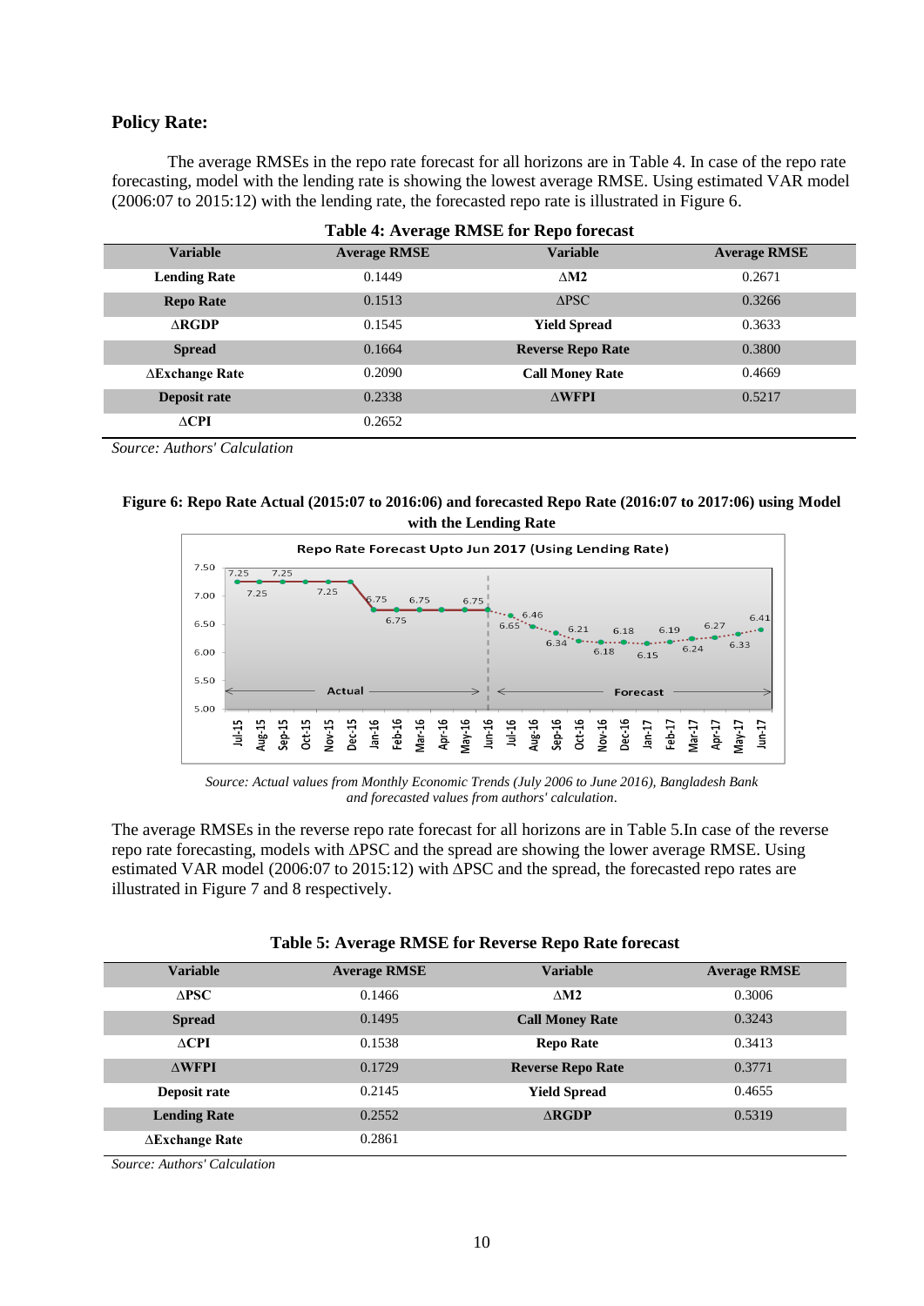## Policy Rate:

The average RMSEs in the repo rate forecast for all horizons are in Table 4. In case of the repo rate forecasting, model with the lending rate is showing the lowest average RMSE. Using estimated VAR model (2006:07 to 2015:12) with the lending rate, the forecasted repo rate is illustrated in Figure 6.

**Table 4: Average RMSE for Repo forecast**

| Variable | Average RMSE | Variable | Average RMSE |
|---|---|---|---|
| **Lending Rate** | 0.1449 | **ΔM2** | 0.2671 |
| **Repo Rate** | 0.1513 | ΔPSC | 0.3266 |
| **ΔRGDP** | 0.1545 | **Yield Spread** | 0.3633 |
| **Spread** | 0.1664 | **Reverse Repo Rate** | 0.3800 |
| **ΔExchange Rate** | 0.2090 | **Call Money Rate** | 0.4669 |
| **Deposit rate** | 0.2338 | **ΔWFPI** | 0.5217 |
| **ΔCPI** | 0.2652 | | |

*Source: Authors' Calculation*

**Figure 6: Repo Rate Actual (2015:07 to 2016:06) and forecasted Repo Rate (2016:07 to 2017:06) using Model with the Lending Rate**

*Source: Actual values from Monthly Economic Trends (July 2006 to June 2016), Bangladesh Bank and forecasted values from authors' calculation.*

The average RMSEs in the reverse repo rate forecast for all horizons are in Table 5.In case of the reverse repo rate forecasting, models with ΔPSC and the spread are showing the lower average RMSE. Using estimated VAR model (2006:07 to 2015:12) with ΔPSC and the spread, the forecasted repo rates are illustrated in Figure 7 and 8 respectively.

**Table 5: Average RMSE for Reverse Repo Rate forecast**

| Variable | Average RMSE | Variable | Average RMSE |
|---|---|---|---|
| **ΔPSC** | 0.1466 | **ΔM2** | 0.3006 |
| **Spread** | 0.1495 | **Call Money Rate** | 0.3243 |
| **ΔCPI** | 0.1538 | **Repo Rate** | 0.3413 |
| **ΔWFPI** | 0.1729 | **Reverse Repo Rate** | 0.3771 |
| **Deposit rate** | 0.2145 | **Yield Spread** | 0.4655 |
| **Lending Rate** | 0.2552 | **ΔRGDP** | 0.5319 |
| **ΔExchange Rate** | 0.2861 | | |

*Source: Authors' Calculation*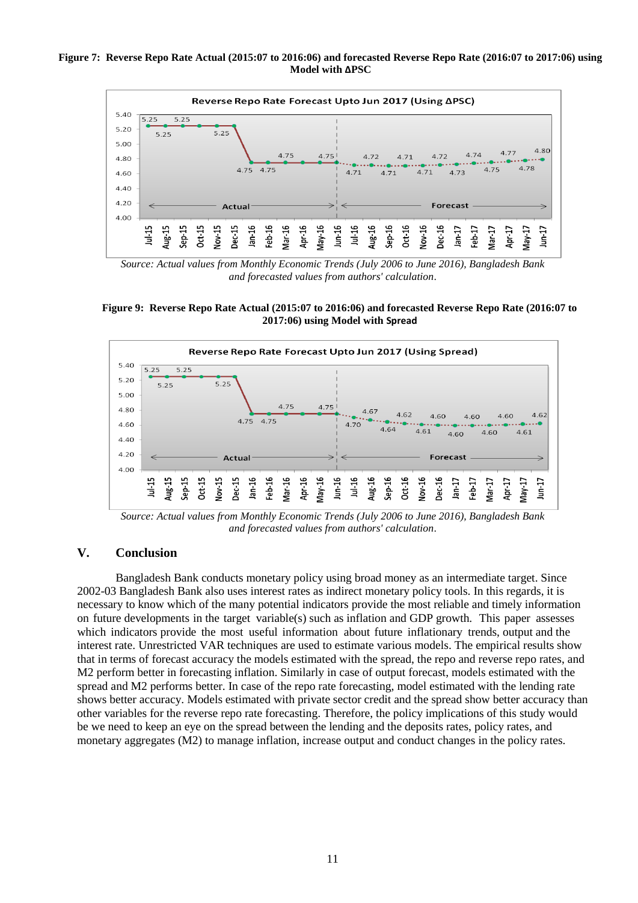**Figure 7: Reverse Repo Rate Actual (2015:07 to 2016:06) and forecasted Reverse Repo Rate (2016:07 to 2017:06) using Model with ΔPSC**

*Source: Actual values from Monthly Economic Trends (July 2006 to June 2016), Bangladesh Bank and forecasted values from authors' calculation.*

**Figure 9: Reverse Repo Rate Actual (2015:07 to 2016:06) and forecasted Reverse Repo Rate (2016:07 to 2017:06) using Model with Spread**

*Source: Actual values from Monthly Economic Trends (July 2006 to June 2016), Bangladesh Bank and forecasted values from authors' calculation.*

## V. Conclusion

Bangladesh Bank conducts monetary policy using broad money as an intermediate target. Since 2002-03 Bangladesh Bank also uses interest rates as indirect monetary policy tools. In this regards, it is necessary to know which of the many potential indicators provide the most reliable and timely information on future developments in the target variable(s) such as inflation and GDP growth. This paper assesses which indicators provide the most useful information about future inflationary trends, output and the interest rate. Unrestricted VAR techniques are used to estimate various models. The empirical results show that in terms of forecast accuracy the models estimated with the spread, the repo and reverse repo rates, and M2 perform better in forecasting inflation. Similarly in case of output forecast, models estimated with the spread and M2 performs better. In case of the repo rate forecasting, model estimated with the lending rate shows better accuracy. Models estimated with private sector credit and the spread show better accuracy than other variables for the reverse repo rate forecasting. Therefore, the policy implications of this study would be we need to keep an eye on the spread between the lending and the deposits rates, policy rates, and monetary aggregates (M2) to manage inflation, increase output and conduct changes in the policy rates.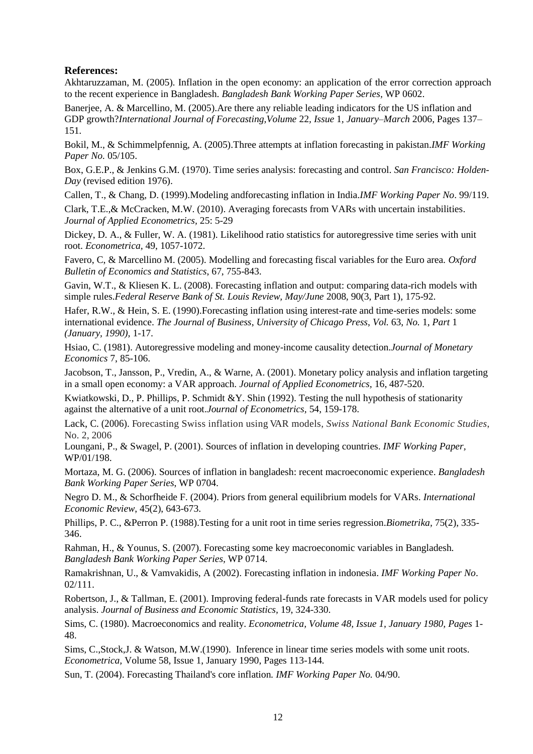**References:**

Akhtaruzzaman, M. (2005). Inflation in the open economy: an application of the error correction approach to the recent experience in Bangladesh. *Bangladesh Bank Working Paper Series*, WP 0602.

Banerjee, A. & Marcellino, M. (2005).Are there any reliable leading indicators for the US inflation and GDP growth?*International Journal of Forecasting,Volume* 22*, Issue* 1*, January–March* 2006*,* Pages 137–151.

Bokil, M., & Schimmelpfennig, A. (2005).Three attempts at inflation forecasting in pakistan.*IMF Working Paper No*. 05/105.

Box, G.E.P., & Jenkins G.M. (1970). Time series analysis: forecasting and control. *San Francisco: Holden-Day* (revised edition 1976).

Callen, T., & Chang, D. (1999).Modeling andforecasting inflation in India.*IMF Working Paper No*. 99/119.

Clark, T.E.,& McCracken, M.W. (2010). Averaging forecasts from VARs with uncertain instabilities. *Journal of Applied Econometrics*, 25: 5-29

Dickey, D. A., & Fuller, W. A. (1981). Likelihood ratio statistics for autoregressive time series with unit root. *Econometrica*, 49, 1057-1072.

Favero, C, & Marcellino M. (2005). Modelling and forecasting fiscal variables for the Euro area. *Oxford Bulletin of Economics and Statistics*, 67, 755-843.

Gavin, W.T., & Kliesen K. L. (2008). Forecasting inflation and output: comparing data-rich models with simple rules.*Federal Reserve Bank of St. Louis Review, May/June* 2008, 90(3, Part 1)*,* 175-92.

Hafer, R.W., & Hein, S. E. (1990).Forecasting inflation using interest-rate and time-series models: some international evidence. *The Journal of Business*, *University of Chicago Press*, *Vol.* 63, *No.* 1, *Part* 1 *(January, 1990),* 1-17.

Hsiao, C. (1981). Autoregressive modeling and money-income causality detection.*Journal of Monetary Economics* 7, 85-106.

Jacobson, T., Jansson, P., Vredin, A., & Warne, A. (2001). Monetary policy analysis and inflation targeting in a small open economy: a VAR approach. *Journal of Applied Econometrics*, 16, 487-520.

Kwiatkowski, D., P. Phillips, P. Schmidt &Y. Shin (1992). Testing the null hypothesis of stationarity against the alternative of a unit root.*Journal of Econometrics,* 54, 159-178.

Lack, C. (2006). Forecasting Swiss inflation using VAR models, *Swiss National Bank Economic Studies*, No. 2, 2006

Loungani, P., & Swagel, P. (2001). Sources of inflation in developing countries. *IMF Working Paper*, WP/01/198.

Mortaza, M. G. (2006). Sources of inflation in bangladesh: recent macroeconomic experience. *Bangladesh Bank Working Paper Series*, WP 0704.

Negro D. M., & Schorfheide F. (2004). Priors from general equilibrium models for VARs. *International Economic Review*, 45(2), 643-673.

Phillips, P. C., &Perron P. (1988).Testing for a unit root in time series regression.*Biometrika*, 75(2), 335-346.

Rahman, H., & Younus, S. (2007). Forecasting some key macroeconomic variables in Bangladesh. *Bangladesh Bank Working Paper Series*, WP 0714.

Ramakrishnan, U., & Vamvakidis, A (2002). Forecasting inflation in indonesia. *IMF Working Paper No*. 02/111.

Robertson, J., & Tallman, E. (2001). Improving federal-funds rate forecasts in VAR models used for policy analysis. *Journal of Business and Economic Statistics*, 19, 324-330.

Sims, C. (1980). Macroeconomics and reality. *Econometrica, Volume 48, Issue 1, January 1980, Pages* 1-48.

Sims, C.,Stock,J. & Watson, M.W.(1990). Inference in linear time series models with some unit roots. *Econometrica,* Volume 58, Issue 1, January 1990, Pages 113-144*.*

Sun, T. (2004). Forecasting Thailand's core inflation*. IMF Working Paper No.* 04/90.